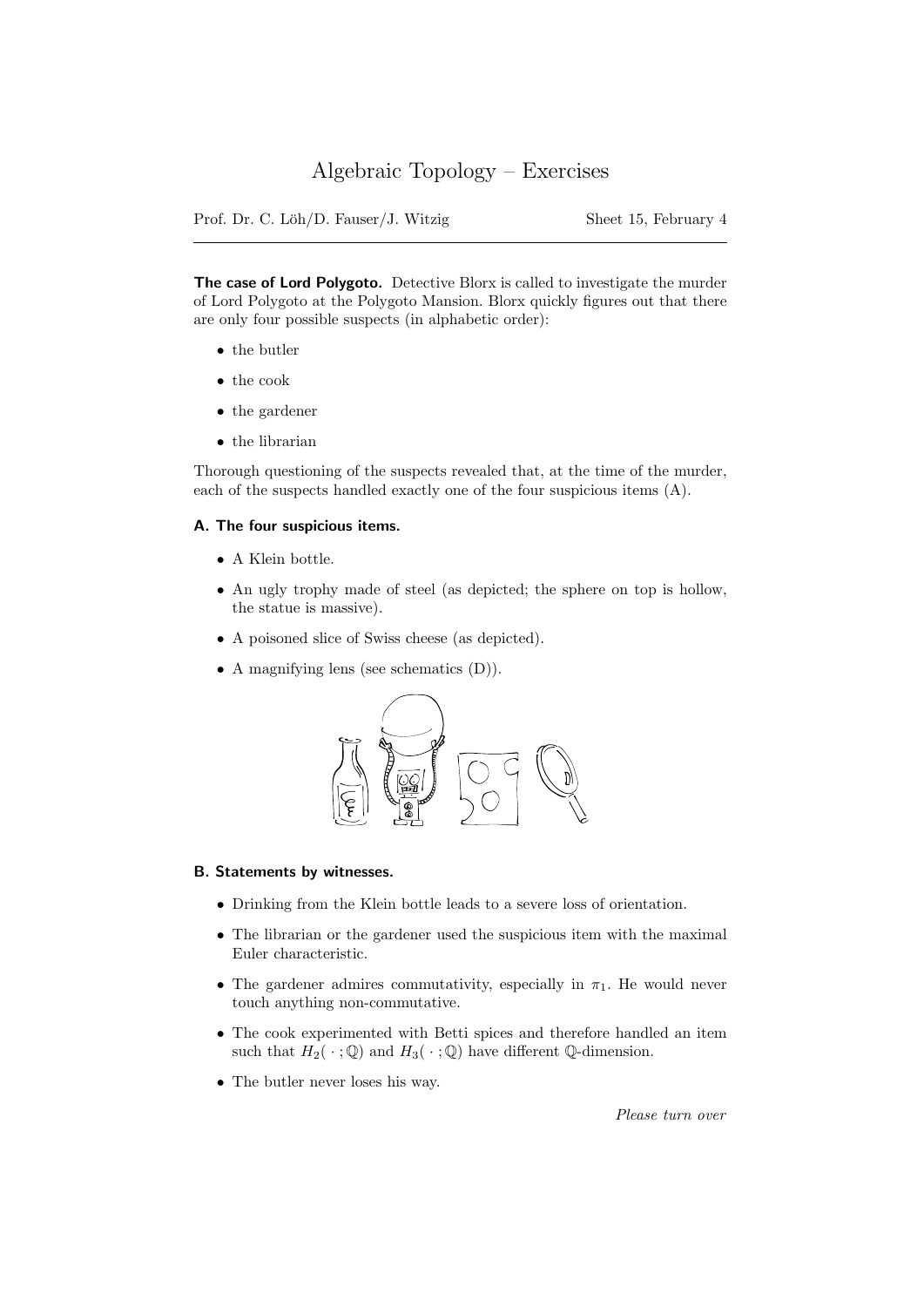# Algebraic Topology – Exercises

Prof. Dr. C. Löh/D. Fauser/J. Witzig — Sheet 15, February 4

**The case of Lord Polygoto.** Detective Blorx is called to investigate the murder of Lord Polygoto at the Polygoto Mansion. Blorx quickly figures out that there are only four possible suspects (in alphabetic order):

- the butler
- the cook
- the gardener
- the librarian

Thorough questioning of the suspects revealed that, at the time of the murder, each of the suspects handled exactly one of the four suspicious items (A).

### A. The four suspicious items.

- A Klein bottle.
- An ugly trophy made of steel (as depicted; the sphere on top is hollow, the statue is massive).
- A poisoned slice of Swiss cheese (as depicted).
- A magnifying lens (see schematics (D)).

### B. Statements by witnesses.

- Drinking from the Klein bottle leads to a severe loss of orientation.
- The librarian or the gardener used the suspicious item with the maximal Euler characteristic.
- The gardener admires commutativity, especially in $\pi_1$. He would never touch anything non-commutative.
- The cook experimented with Betti spices and therefore handled an item such that $H_2(\,\cdot\,;\mathbb{Q})$ and $H_3(\,\cdot\,;\mathbb{Q})$ have different $\mathbb{Q}$-dimension.
- The butler never loses his way.

*Please turn over*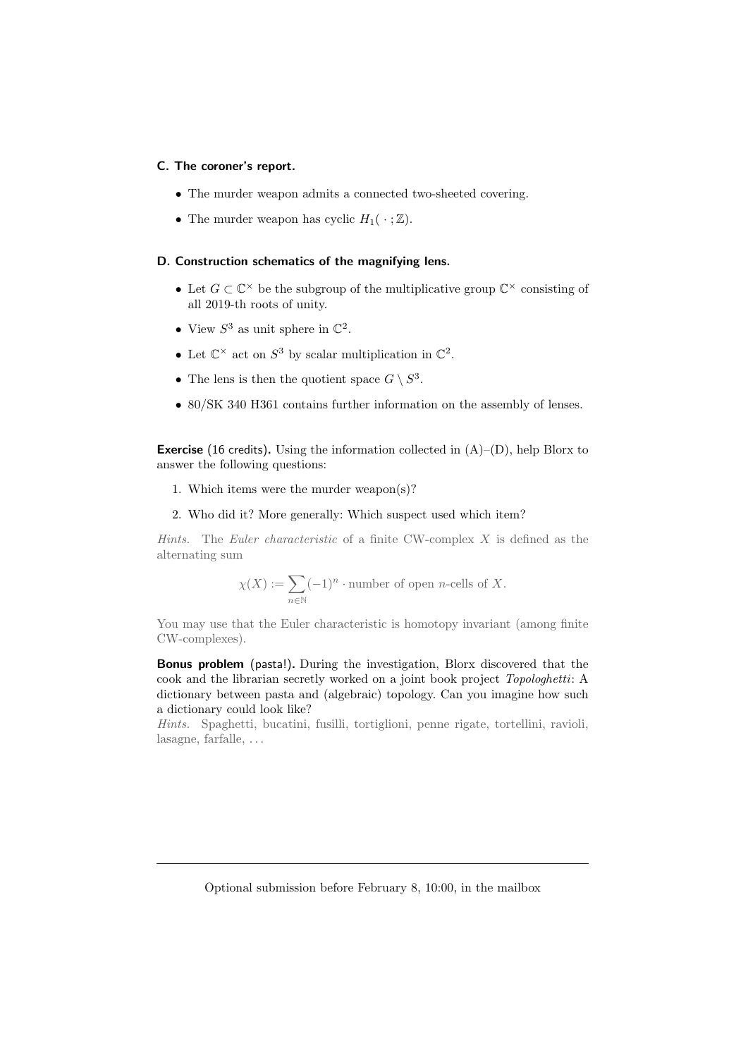### C. The coroner's report.

- The murder weapon admits a connected two-sheeted covering.
- The murder weapon has cyclic $H_1(\,\cdot\,;\mathbb{Z})$.

### D. Construction schematics of the magnifying lens.

- Let $G \subset \mathbb{C}^\times$ be the subgroup of the multiplicative group $\mathbb{C}^\times$ consisting of all 2019-th roots of unity.
- View $S^3$ as unit sphere in $\mathbb{C}^2$.
- Let $\mathbb{C}^\times$ act on $S^3$ by scalar multiplication in $\mathbb{C}^2$.
- The lens is then the quotient space $G \setminus S^3$.
- 80/SK 340 H361 contains further information on the assembly of lenses.

**Exercise** (16 credits)**.** Using the information collected in (A)–(D), help Blorx to answer the following questions:

1. Which items were the murder weapon(s)?
2. Who did it? More generally: Which suspect used which item?

*Hints.* The *Euler characteristic* of a finite CW-complex $X$ is defined as the alternating sum

$$\chi(X) := \sum_{n \in \mathbb{N}} (-1)^n \cdot \text{number of open } n\text{-cells of } X.$$

You may use that the Euler characteristic is homotopy invariant (among finite CW-complexes).

**Bonus problem** (pasta!)**.** During the investigation, Blorx discovered that the cook and the librarian secretly worked on a joint book project *Topologhetti*: A dictionary between pasta and (algebraic) topology. Can you imagine how such a dictionary could look like?

*Hints.* Spaghetti, bucatini, fusilli, tortiglioni, penne rigate, tortellini, ravioli, lasagne, farfalle, ...

---

Optional submission before February 8, 10:00, in the mailbox